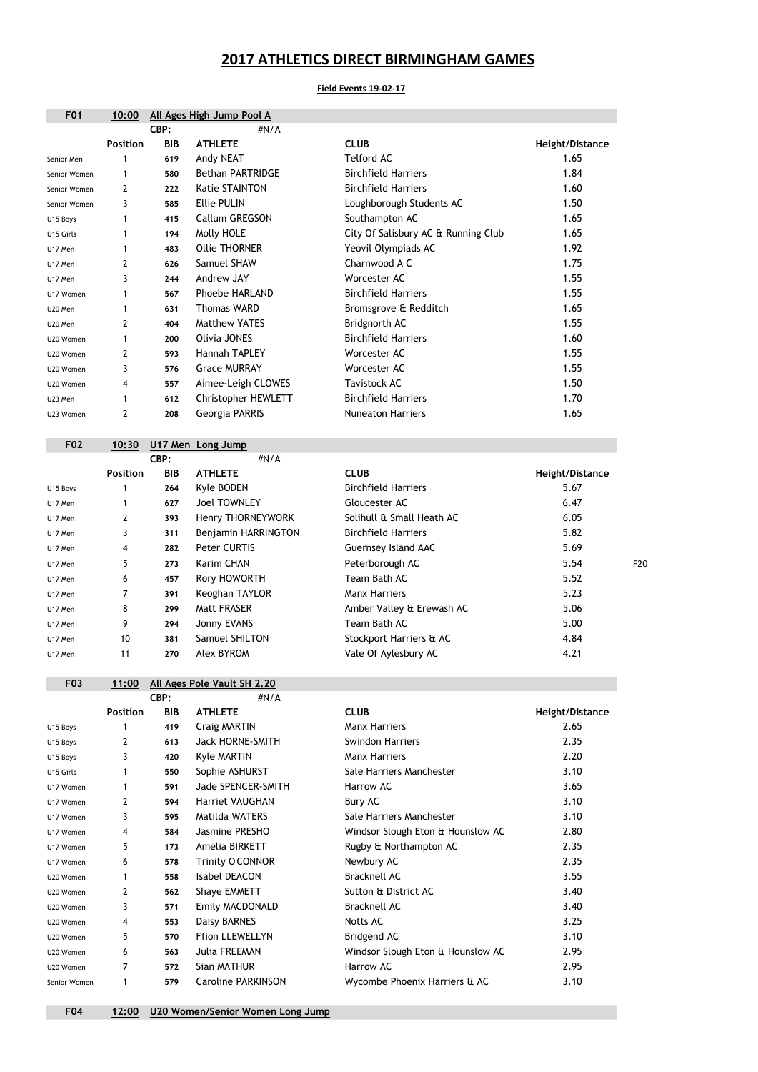# 2017 ATHLETICS DIRECT BIRMINGHAM GAMES

**Field Events 19-02-17**

| F01 | 10:00 | All Ages High Jump Pool A | | | | |
|---|---|---|---|---|---|---|
| | | CBP: | #N/A | | | |
| | **Position** | **BIB** | **ATHLETE** | **CLUB** | **Height/Distance** | |
| Senior Men | 1 | 619 | Andy NEAT | Telford AC | 1.65 | |
| Senior Women | 1 | 580 | Bethan PARTRIDGE | Birchfield Harriers | 1.84 | |
| Senior Women | 2 | 222 | Katie STAINTON | Birchfield Harriers | 1.60 | |
| Senior Women | 3 | 585 | Ellie PULIN | Loughborough Students AC | 1.50 | |
| U15 Boys | 1 | 415 | Callum GREGSON | Southampton AC | 1.65 | |
| U15 Girls | 1 | 194 | Molly HOLE | City Of Salisbury AC & Running Club | 1.65 | |
| U17 Men | 1 | 483 | Ollie THORNER | Yeovil Olympiads AC | 1.92 | |
| U17 Men | 2 | 626 | Samuel SHAW | Charnwood A C | 1.75 | |
| U17 Men | 3 | 244 | Andrew JAY | Worcester AC | 1.55 | |
| U17 Women | 1 | 567 | Phoebe HARLAND | Birchfield Harriers | 1.55 | |
| U20 Men | 1 | 631 | Thomas WARD | Bromsgrove & Redditch | 1.65 | |
| U20 Men | 2 | 404 | Matthew YATES | Bridgnorth AC | 1.55 | |
| U20 Women | 1 | 200 | Olivia JONES | Birchfield Harriers | 1.60 | |
| U20 Women | 2 | 593 | Hannah TAPLEY | Worcester AC | 1.55 | |
| U20 Women | 3 | 576 | Grace MURRAY | Worcester AC | 1.55 | |
| U20 Women | 4 | 557 | Aimee-Leigh CLOWES | Tavistock AC | 1.50 | |
| U23 Men | 1 | 612 | Christopher HEWLETT | Birchfield Harriers | 1.70 | |
| U23 Women | 2 | 208 | Georgia PARRIS | Nuneaton Harriers | 1.65 | |

| F02 | 10:30 | U17 Men Long Jump | | | | |
|---|---|---|---|---|---|---|
| | | CBP: | #N/A | | | |
| | **Position** | **BIB** | **ATHLETE** | **CLUB** | **Height/Distance** | |
| U15 Boys | 1 | 264 | Kyle BODEN | Birchfield Harriers | 5.67 | |
| U17 Men | 1 | 627 | Joel TOWNLEY | Gloucester AC | 6.47 | |
| U17 Men | 2 | 393 | Henry THORNEYWORK | Solihull & Small Heath AC | 6.05 | |
| U17 Men | 3 | 311 | Benjamin HARRINGTON | Birchfield Harriers | 5.82 | |
| U17 Men | 4 | 282 | Peter CURTIS | Guernsey Island AAC | 5.69 | |
| U17 Men | 5 | 273 | Karim CHAN | Peterborough AC | 5.54 | F20 |
| U17 Men | 6 | 457 | Rory HOWORTH | Team Bath AC | 5.52 | |
| U17 Men | 7 | 391 | Keoghan TAYLOR | Manx Harriers | 5.23 | |
| U17 Men | 8 | 299 | Matt FRASER | Amber Valley & Erewash AC | 5.06 | |
| U17 Men | 9 | 294 | Jonny EVANS | Team Bath AC | 5.00 | |
| U17 Men | 10 | 381 | Samuel SHILTON | Stockport Harriers & AC | 4.84 | |
| U17 Men | 11 | 270 | Alex BYROM | Vale Of Aylesbury AC | 4.21 | |

| F03 | 11:00 | All Ages Pole Vault SH 2.20 | | | |
|---|---|---|---|---|---|
| | | CBP: | #N/A | | |
| | **Position** | **BIB** | **ATHLETE** | **CLUB** | **Height/Distance** |
| U15 Boys | 1 | 419 | Craig MARTIN | Manx Harriers | 2.65 |
| U15 Boys | 2 | 613 | Jack HORNE-SMITH | Swindon Harriers | 2.35 |
| U15 Boys | 3 | 420 | Kyle MARTIN | Manx Harriers | 2.20 |
| U15 Girls | 1 | 550 | Sophie ASHURST | Sale Harriers Manchester | 3.10 |
| U17 Women | 1 | 591 | Jade SPENCER-SMITH | Harrow AC | 3.65 |
| U17 Women | 2 | 594 | Harriet VAUGHAN | Bury AC | 3.10 |
| U17 Women | 3 | 595 | Matilda WATERS | Sale Harriers Manchester | 3.10 |
| U17 Women | 4 | 584 | Jasmine PRESHO | Windsor Slough Eton & Hounslow AC | 2.80 |
| U17 Women | 5 | 173 | Amelia BIRKETT | Rugby & Northampton AC | 2.35 |
| U17 Women | 6 | 578 | Trinity O'CONNOR | Newbury AC | 2.35 |
| U20 Women | 1 | 558 | Isabel DEACON | Bracknell AC | 3.55 |
| U20 Women | 2 | 562 | Shaye EMMETT | Sutton & District AC | 3.40 |
| U20 Women | 3 | 571 | Emily MACDONALD | Bracknell AC | 3.40 |
| U20 Women | 4 | 553 | Daisy BARNES | Notts AC | 3.25 |
| U20 Women | 5 | 570 | Ffion LLEWELLYN | Bridgend AC | 3.10 |
| U20 Women | 6 | 563 | Julia FREEMAN | Windsor Slough Eton & Hounslow AC | 2.95 |
| U20 Women | 7 | 572 | Sian MATHUR | Harrow AC | 2.95 |
| Senior Women | 1 | 579 | Caroline PARKINSON | Wycombe Phoenix Harriers & AC | 3.10 |

| F04 | 12:00 | U20 Women/Senior Women Long Jump |
|---|---|---|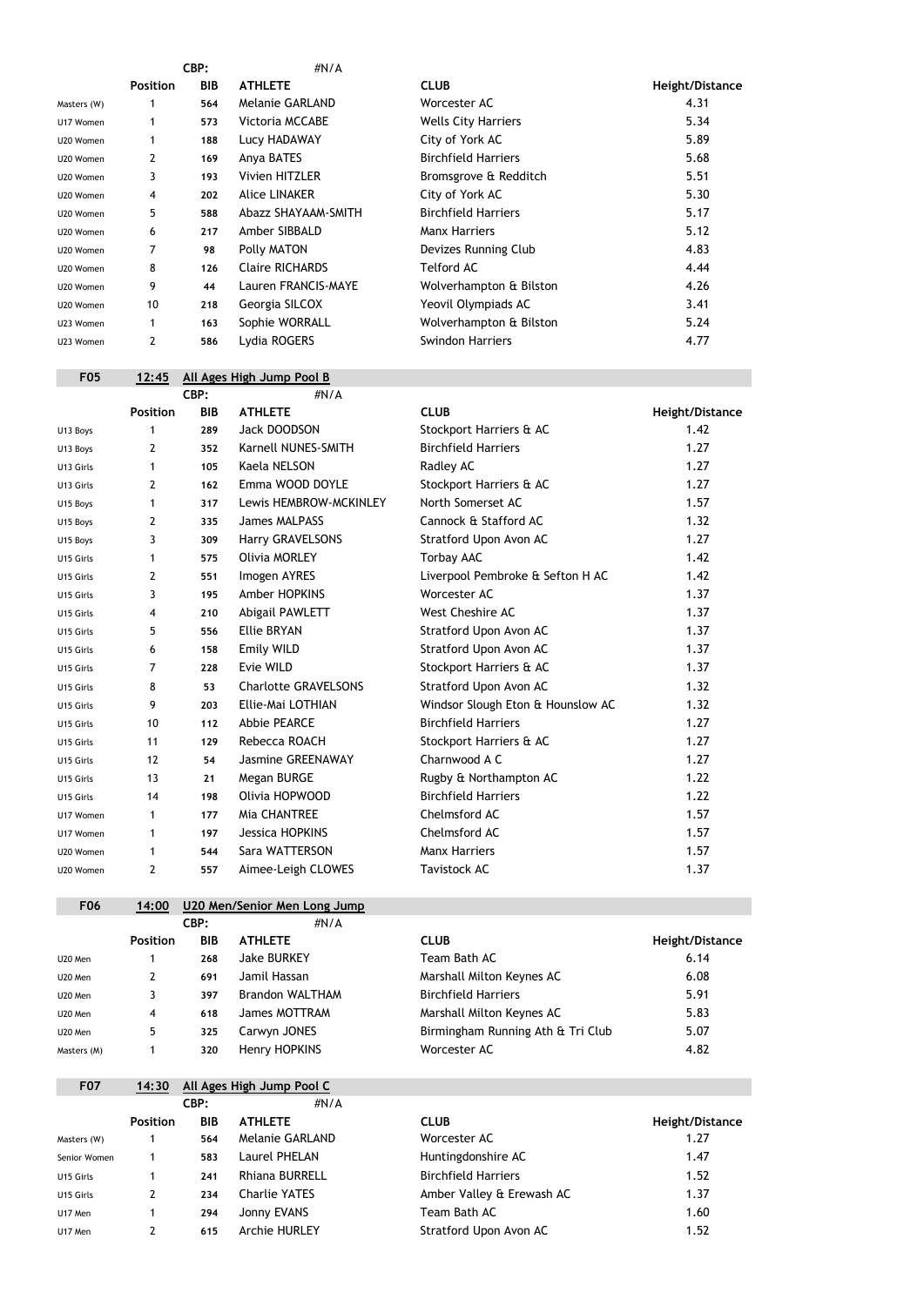| | Position | CBP: BIB | #N/A ATHLETE | CLUB | Height/Distance |
|---|---|---|---|---|---|
| Masters (W) | 1 | 564 | Melanie GARLAND | Worcester AC | 4.31 |
| U17 Women | 1 | 573 | Victoria MCCABE | Wells City Harriers | 5.34 |
| U20 Women | 1 | 188 | Lucy HADAWAY | City of York AC | 5.89 |
| U20 Women | 2 | 169 | Anya BATES | Birchfield Harriers | 5.68 |
| U20 Women | 3 | 193 | Vivien HITZLER | Bromsgrove & Redditch | 5.51 |
| U20 Women | 4 | 202 | Alice LINAKER | City of York AC | 5.30 |
| U20 Women | 5 | 588 | Abazz SHAYAAM-SMITH | Birchfield Harriers | 5.17 |
| U20 Women | 6 | 217 | Amber SIBBALD | Manx Harriers | 5.12 |
| U20 Women | 7 | 98 | Polly MATON | Devizes Running Club | 4.83 |
| U20 Women | 8 | 126 | Claire RICHARDS | Telford AC | 4.44 |
| U20 Women | 9 | 44 | Lauren FRANCIS-MAYE | Wolverhampton & Bilston | 4.26 |
| U20 Women | 10 | 218 | Georgia SILCOX | Yeovil Olympiads AC | 3.41 |
| U23 Women | 1 | 163 | Sophie WORRALL | Wolverhampton & Bilston | 5.24 |
| U23 Women | 2 | 586 | Lydia ROGERS | Swindon Harriers | 4.77 |

## F05 12:45 All Ages High Jump Pool B

| | Position | CBP: BIB | #N/A ATHLETE | CLUB | Height/Distance |
|---|---|---|---|---|---|
| U13 Boys | 1 | 289 | Jack DOODSON | Stockport Harriers & AC | 1.42 |
| U13 Boys | 2 | 352 | Karnell NUNES-SMITH | Birchfield Harriers | 1.27 |
| U13 Girls | 1 | 105 | Kaela NELSON | Radley AC | 1.27 |
| U13 Girls | 2 | 162 | Emma WOOD DOYLE | Stockport Harriers & AC | 1.27 |
| U15 Boys | 1 | 317 | Lewis HEMBROW-MCKINLEY | North Somerset AC | 1.57 |
| U15 Boys | 2 | 335 | James MALPASS | Cannock & Stafford AC | 1.32 |
| U15 Boys | 3 | 309 | Harry GRAVELSONS | Stratford Upon Avon AC | 1.27 |
| U15 Girls | 1 | 575 | Olivia MORLEY | Torbay AAC | 1.42 |
| U15 Girls | 2 | 551 | Imogen AYRES | Liverpool Pembroke & Sefton H AC | 1.42 |
| U15 Girls | 3 | 195 | Amber HOPKINS | Worcester AC | 1.37 |
| U15 Girls | 4 | 210 | Abigail PAWLETT | West Cheshire AC | 1.37 |
| U15 Girls | 5 | 556 | Ellie BRYAN | Stratford Upon Avon AC | 1.37 |
| U15 Girls | 6 | 158 | Emily WILD | Stratford Upon Avon AC | 1.37 |
| U15 Girls | 7 | 228 | Evie WILD | Stockport Harriers & AC | 1.37 |
| U15 Girls | 8 | 53 | Charlotte GRAVELSONS | Stratford Upon Avon AC | 1.32 |
| U15 Girls | 9 | 203 | Ellie-Mai LOTHIAN | Windsor Slough Eton & Hounslow AC | 1.32 |
| U15 Girls | 10 | 112 | Abbie PEARCE | Birchfield Harriers | 1.27 |
| U15 Girls | 11 | 129 | Rebecca ROACH | Stockport Harriers & AC | 1.27 |
| U15 Girls | 12 | 54 | Jasmine GREENAWAY | Charnwood A C | 1.27 |
| U15 Girls | 13 | 21 | Megan BURGE | Rugby & Northampton AC | 1.22 |
| U15 Girls | 14 | 198 | Olivia HOPWOOD | Birchfield Harriers | 1.22 |
| U17 Women | 1 | 177 | Mia CHANTREE | Chelmsford AC | 1.57 |
| U17 Women | 1 | 197 | Jessica HOPKINS | Chelmsford AC | 1.57 |
| U20 Women | 1 | 544 | Sara WATTERSON | Manx Harriers | 1.57 |
| U20 Women | 2 | 557 | Aimee-Leigh CLOWES | Tavistock AC | 1.37 |

## F06 14:00 U20 Men/Senior Men Long Jump

| | Position | CBP: BIB | #N/A ATHLETE | CLUB | Height/Distance |
|---|---|---|---|---|---|
| U20 Men | 1 | 268 | Jake BURKEY | Team Bath AC | 6.14 |
| U20 Men | 2 | 691 | Jamil Hassan | Marshall Milton Keynes AC | 6.08 |
| U20 Men | 3 | 397 | Brandon WALTHAM | Birchfield Harriers | 5.91 |
| U20 Men | 4 | 618 | James MOTTRAM | Marshall Milton Keynes AC | 5.83 |
| U20 Men | 5 | 325 | Carwyn JONES | Birmingham Running Ath & Tri Club | 5.07 |
| Masters (M) | 1 | 320 | Henry HOPKINS | Worcester AC | 4.82 |

## F07 14:30 All Ages High Jump Pool C

| | Position | CBP: BIB | #N/A ATHLETE | CLUB | Height/Distance |
|---|---|---|---|---|---|
| Masters (W) | 1 | 564 | Melanie GARLAND | Worcester AC | 1.27 |
| Senior Women | 1 | 583 | Laurel PHELAN | Huntingdonshire AC | 1.47 |
| U15 Girls | 1 | 241 | Rhiana BURRELL | Birchfield Harriers | 1.52 |
| U15 Girls | 2 | 234 | Charlie YATES | Amber Valley & Erewash AC | 1.37 |
| U17 Men | 1 | 294 | Jonny EVANS | Team Bath AC | 1.60 |
| U17 Men | 2 | 615 | Archie HURLEY | Stratford Upon Avon AC | 1.52 |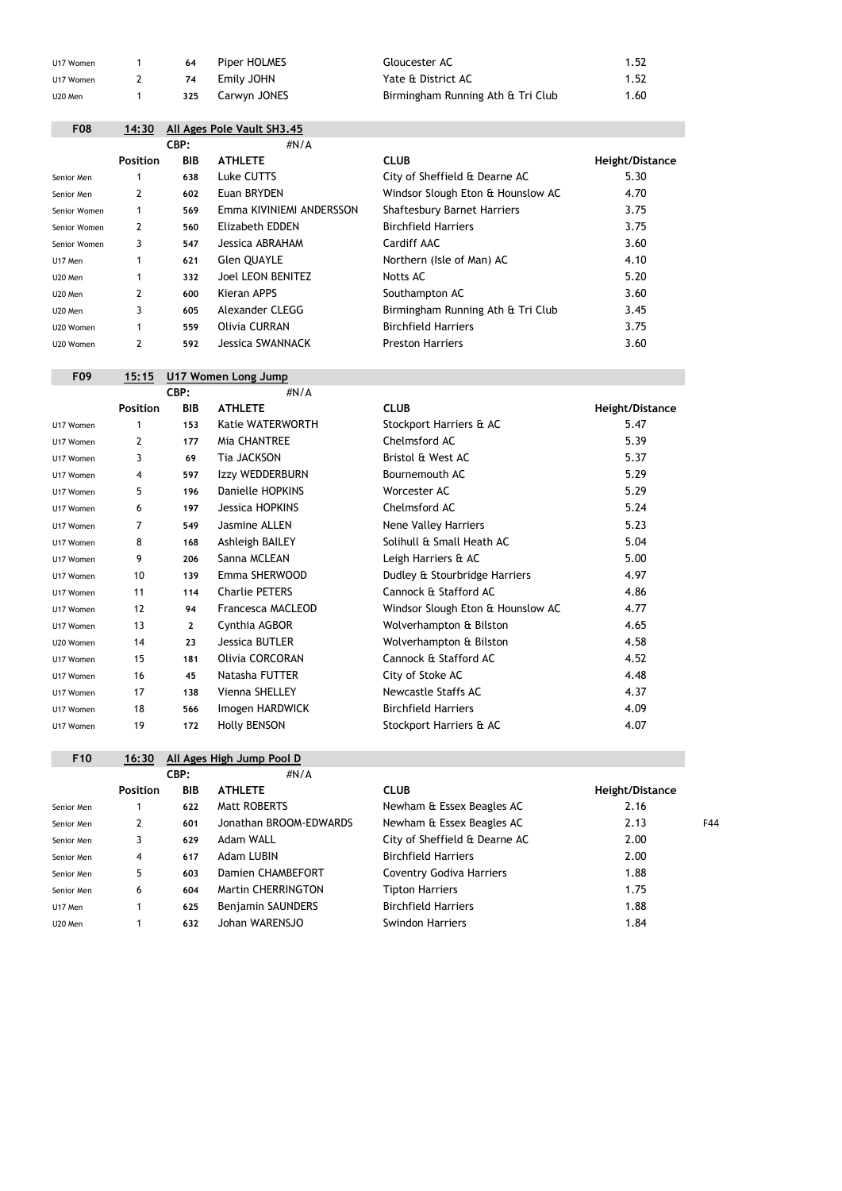| | | | | | |
|---|---|---|---|---|---|
| U17 Women | 1 | 64 | Piper HOLMES | Gloucester AC | 1.52 |
| U17 Women | 2 | 74 | Emily JOHN | Yate & District AC | 1.52 |
| U20 Men | 1 | 325 | Carwyn JONES | Birmingham Running Ath & Tri Club | 1.60 |

**F08** **14:30** **All Ages Pole Vault SH3.45**

| | CBP: | #N/A | | | |
|---|---|---|---|---|---|
| | **Position** | **BIB** | **ATHLETE** | **CLUB** | **Height/Distance** |
| Senior Men | 1 | 638 | Luke CUTTS | City of Sheffield & Dearne AC | 5.30 |
| Senior Men | 2 | 602 | Euan BRYDEN | Windsor Slough Eton & Hounslow AC | 4.70 |
| Senior Women | 1 | 569 | Emma KIVINIEMI ANDERSSON | Shaftesbury Barnet Harriers | 3.75 |
| Senior Women | 2 | 560 | Elizabeth EDDEN | Birchfield Harriers | 3.75 |
| Senior Women | 3 | 547 | Jessica ABRAHAM | Cardiff AAC | 3.60 |
| U17 Men | 1 | 621 | Glen QUAYLE | Northern (Isle of Man) AC | 4.10 |
| U20 Men | 1 | 332 | Joel LEON BENITEZ | Notts AC | 5.20 |
| U20 Men | 2 | 600 | Kieran APPS | Southampton AC | 3.60 |
| U20 Men | 3 | 605 | Alexander CLEGG | Birmingham Running Ath & Tri Club | 3.45 |
| U20 Women | 1 | 559 | Olivia CURRAN | Birchfield Harriers | 3.75 |
| U20 Women | 2 | 592 | Jessica SWANNACK | Preston Harriers | 3.60 |

**F09** **15:15** **U17 Women Long Jump**

| | CBP: | #N/A | | | |
|---|---|---|---|---|---|
| | **Position** | **BIB** | **ATHLETE** | **CLUB** | **Height/Distance** |
| U17 Women | 1 | 153 | Katie WATERWORTH | Stockport Harriers & AC | 5.47 |
| U17 Women | 2 | 177 | Mia CHANTREE | Chelmsford AC | 5.39 |
| U17 Women | 3 | 69 | Tia JACKSON | Bristol & West AC | 5.37 |
| U17 Women | 4 | 597 | Izzy WEDDERBURN | Bournemouth AC | 5.29 |
| U17 Women | 5 | 196 | Danielle HOPKINS | Worcester AC | 5.29 |
| U17 Women | 6 | 197 | Jessica HOPKINS | Chelmsford AC | 5.24 |
| U17 Women | 7 | 549 | Jasmine ALLEN | Nene Valley Harriers | 5.23 |
| U17 Women | 8 | 168 | Ashleigh BAILEY | Solihull & Small Heath AC | 5.04 |
| U17 Women | 9 | 206 | Sanna MCLEAN | Leigh Harriers & AC | 5.00 |
| U17 Women | 10 | 139 | Emma SHERWOOD | Dudley & Stourbridge Harriers | 4.97 |
| U17 Women | 11 | 114 | Charlie PETERS | Cannock & Stafford AC | 4.86 |
| U17 Women | 12 | 94 | Francesca MACLEOD | Windsor Slough Eton & Hounslow AC | 4.77 |
| U17 Women | 13 | 2 | Cynthia AGBOR | Wolverhampton & Bilston | 4.65 |
| U20 Women | 14 | 23 | Jessica BUTLER | Wolverhampton & Bilston | 4.58 |
| U17 Women | 15 | 181 | Olivia CORCORAN | Cannock & Stafford AC | 4.52 |
| U17 Women | 16 | 45 | Natasha FUTTER | City of Stoke AC | 4.48 |
| U17 Women | 17 | 138 | Vienna SHELLEY | Newcastle Staffs AC | 4.37 |
| U17 Women | 18 | 566 | Imogen HARDWICK | Birchfield Harriers | 4.09 |
| U17 Women | 19 | 172 | Holly BENSON | Stockport Harriers & AC | 4.07 |

**F10** **16:30** **All Ages High Jump Pool D**

| | CBP: | #N/A | | | | |
|---|---|---|---|---|---|---|
| | **Position** | **BIB** | **ATHLETE** | **CLUB** | **Height/Distance** | |
| Senior Men | 1 | 622 | Matt ROBERTS | Newham & Essex Beagles AC | 2.16 | |
| Senior Men | 2 | 601 | Jonathan BROOM-EDWARDS | Newham & Essex Beagles AC | 2.13 | F44 |
| Senior Men | 3 | 629 | Adam WALL | City of Sheffield & Dearne AC | 2.00 | |
| Senior Men | 4 | 617 | Adam LUBIN | Birchfield Harriers | 2.00 | |
| Senior Men | 5 | 603 | Damien CHAMBEFORT | Coventry Godiva Harriers | 1.88 | |
| Senior Men | 6 | 604 | Martin CHERRINGTON | Tipton Harriers | 1.75 | |
| U17 Men | 1 | 625 | Benjamin SAUNDERS | Birchfield Harriers | 1.88 | |
| U20 Men | 1 | 632 | Johan WARENSJO | Swindon Harriers | 1.84 | |